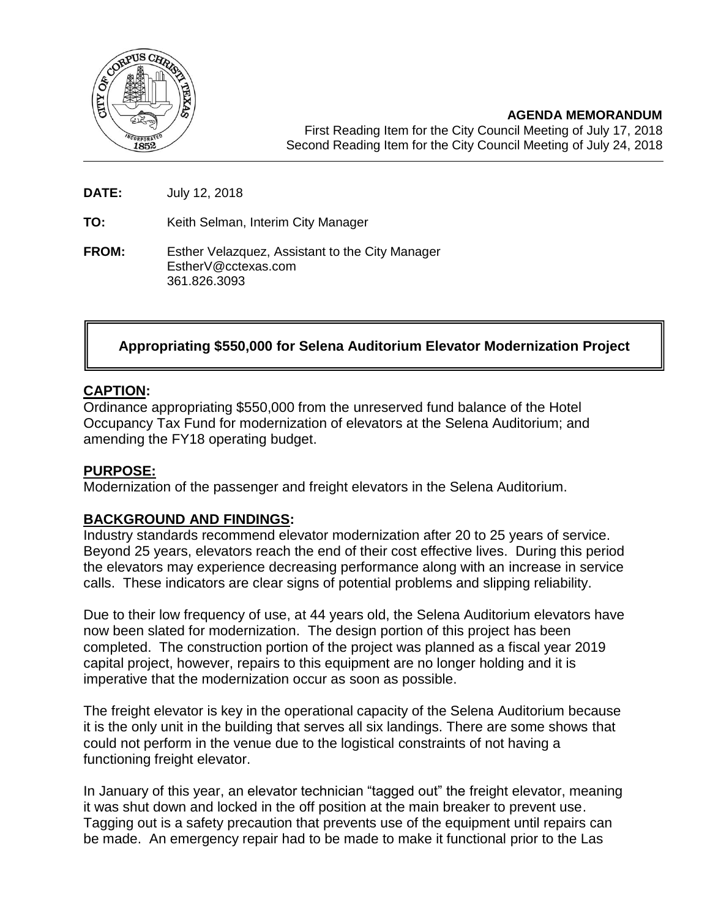**AGENDA MEMORANDUM**
First Reading Item for the City Council Meeting of July 17, 2018
Second Reading Item for the City Council Meeting of July 24, 2018

**DATE:** July 12, 2018

**TO:** Keith Selman, Interim City Manager

**FROM:** Esther Velazquez, Assistant to the City Manager
EstherV@cctexas.com
361.826.3093

# Appropriating $550,000 for Selena Auditorium Elevator Modernization Project

## CAPTION:

Ordinance appropriating $550,000 from the unreserved fund balance of the Hotel Occupancy Tax Fund for modernization of elevators at the Selena Auditorium; and amending the FY18 operating budget.

## PURPOSE:

Modernization of the passenger and freight elevators in the Selena Auditorium.

## BACKGROUND AND FINDINGS:

Industry standards recommend elevator modernization after 20 to 25 years of service. Beyond 25 years, elevators reach the end of their cost effective lives. During this period the elevators may experience decreasing performance along with an increase in service calls. These indicators are clear signs of potential problems and slipping reliability.

Due to their low frequency of use, at 44 years old, the Selena Auditorium elevators have now been slated for modernization. The design portion of this project has been completed. The construction portion of the project was planned as a fiscal year 2019 capital project, however, repairs to this equipment are no longer holding and it is imperative that the modernization occur as soon as possible.

The freight elevator is key in the operational capacity of the Selena Auditorium because it is the only unit in the building that serves all six landings. There are some shows that could not perform in the venue due to the logistical constraints of not having a functioning freight elevator.

In January of this year, an elevator technician "tagged out" the freight elevator, meaning it was shut down and locked in the off position at the main breaker to prevent use. Tagging out is a safety precaution that prevents use of the equipment until repairs can be made. An emergency repair had to be made to make it functional prior to the Las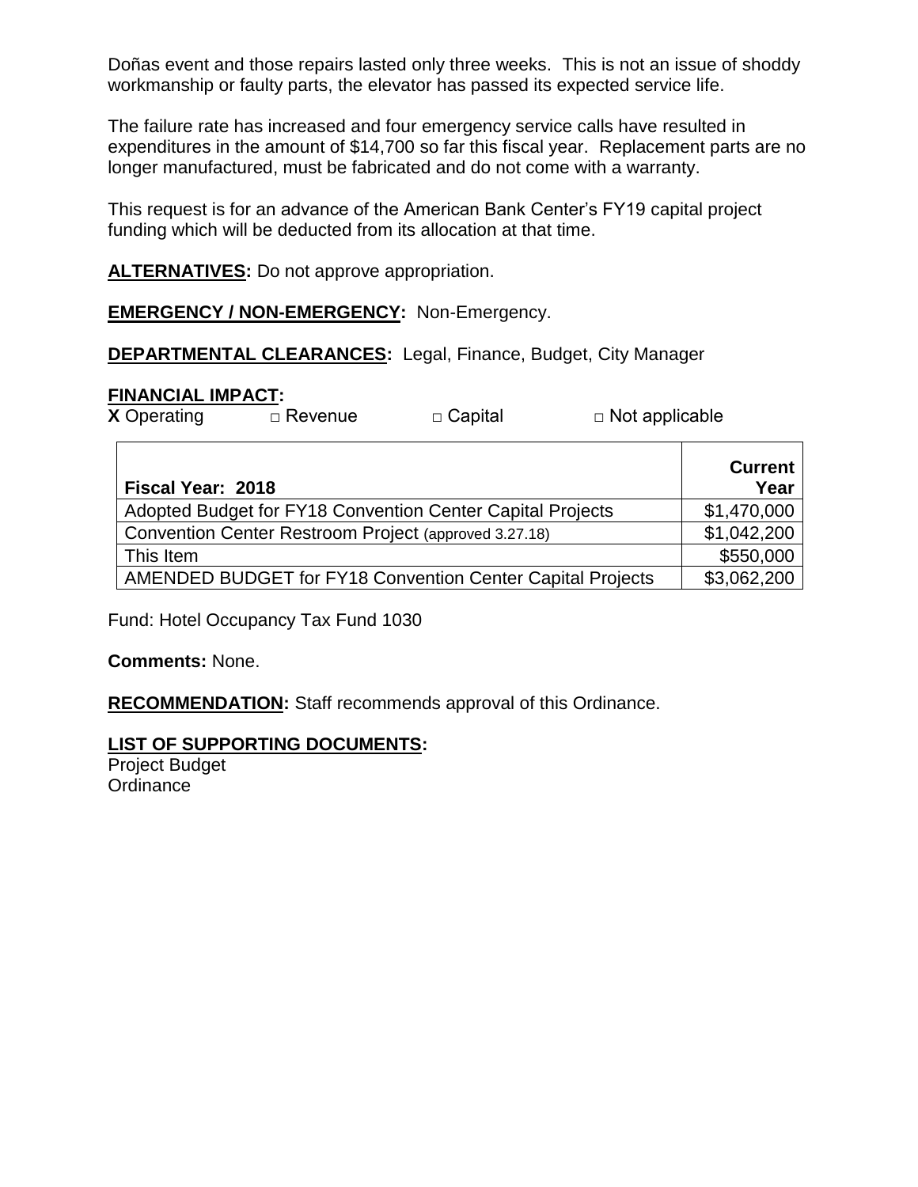Doñas event and those repairs lasted only three weeks. This is not an issue of shoddy workmanship or faulty parts, the elevator has passed its expected service life.

The failure rate has increased and four emergency service calls have resulted in expenditures in the amount of $14,700 so far this fiscal year. Replacement parts are no longer manufactured, must be fabricated and do not come with a warranty.

This request is for an advance of the American Bank Center's FY19 capital project funding which will be deducted from its allocation at that time.

**ALTERNATIVES:** Do not approve appropriation.

**EMERGENCY / NON-EMERGENCY:** Non-Emergency.

**DEPARTMENTAL CLEARANCES:** Legal, Finance, Budget, City Manager

**FINANCIAL IMPACT:**

**X** Operating □ Revenue □ Capital □ Not applicable

| Fiscal Year: 2018 | Current Year |
|---|---|
| Adopted Budget for FY18 Convention Center Capital Projects | $1,470,000 |
| Convention Center Restroom Project (approved 3.27.18) | $1,042,200 |
| This Item | $550,000 |
| AMENDED BUDGET for FY18 Convention Center Capital Projects | $3,062,200 |

Fund: Hotel Occupancy Tax Fund 1030

**Comments:** None.

**RECOMMENDATION:** Staff recommends approval of this Ordinance.

**LIST OF SUPPORTING DOCUMENTS:**

Project Budget
Ordinance